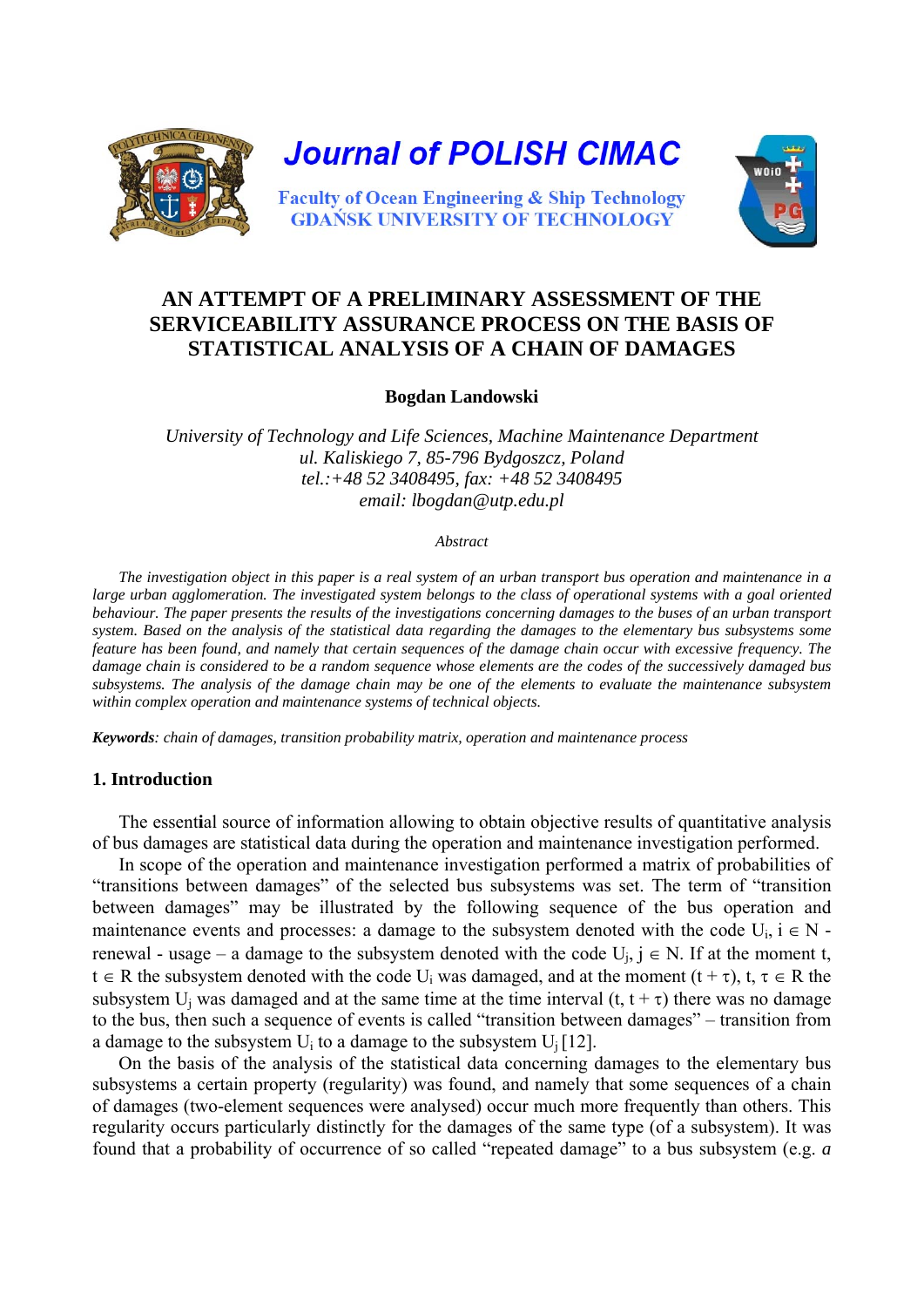Journal of POLISH CIMAC

Faculty of Ocean Engineering & Ship Technology
GDAŃSK UNIVERSITY OF TECHNOLOGY

# AN ATTEMPT OF A PRELIMINARY ASSESSMENT OF THE SERVICEABILITY ASSURANCE PROCESS ON THE BASIS OF STATISTICAL ANALYSIS OF A CHAIN OF DAMAGES

**Bogdan Landowski**

*University of Technology and Life Sciences, Machine Maintenance Department*
*ul. Kaliskiego 7, 85-796 Bydgoszcz, Poland*
*tel.:+48 52 3408495, fax: +48 52 3408495*
*email: lbogdan@utp.edu.pl*

*Abstract*

*The investigation object in this paper is a real system of an urban transport bus operation and maintenance in a large urban agglomeration. The investigated system belongs to the class of operational systems with a goal oriented behaviour. The paper presents the results of the investigations concerning damages to the buses of an urban transport system. Based on the analysis of the statistical data regarding the damages to the elementary bus subsystems some feature has been found, and namely that certain sequences of the damage chain occur with excessive frequency. The damage chain is considered to be a random sequence whose elements are the codes of the successively damaged bus subsystems. The analysis of the damage chain may be one of the elements to evaluate the maintenance subsystem within complex operation and maintenance systems of technical objects.*

***Keywords**: chain of damages, transition probability matrix, operation and maintenance process*

## 1. Introduction

The essential source of information allowing to obtain objective results of quantitative analysis of bus damages are statistical data during the operation and maintenance investigation performed.

In scope of the operation and maintenance investigation performed a matrix of probabilities of "transitions between damages" of the selected bus subsystems was set. The term of "transition between damages" may be illustrated by the following sequence of the bus operation and maintenance events and processes: a damage to the subsystem denoted with the code $U_i$, $i \in N$ - renewal - usage – a damage to the subsystem denoted with the code $U_j$, $j \in N$. If at the moment t, $t \in R$ the subsystem denoted with the code $U_i$ was damaged, and at the moment $(t + \tau)$, $t, \tau \in R$ the subsystem $U_j$ was damaged and at the same time at the time interval $(t, t + \tau)$ there was no damage to the bus, then such a sequence of events is called "transition between damages" – transition from a damage to the subsystem $U_i$ to a damage to the subsystem $U_j$ [12].

On the basis of the analysis of the statistical data concerning damages to the elementary bus subsystems a certain property (regularity) was found, and namely that some sequences of a chain of damages (two-element sequences were analysed) occur much more frequently than others. This regularity occurs particularly distinctly for the damages of the same type (of a subsystem). It was found that a probability of occurrence of so called "repeated damage" to a bus subsystem (e.g. *a*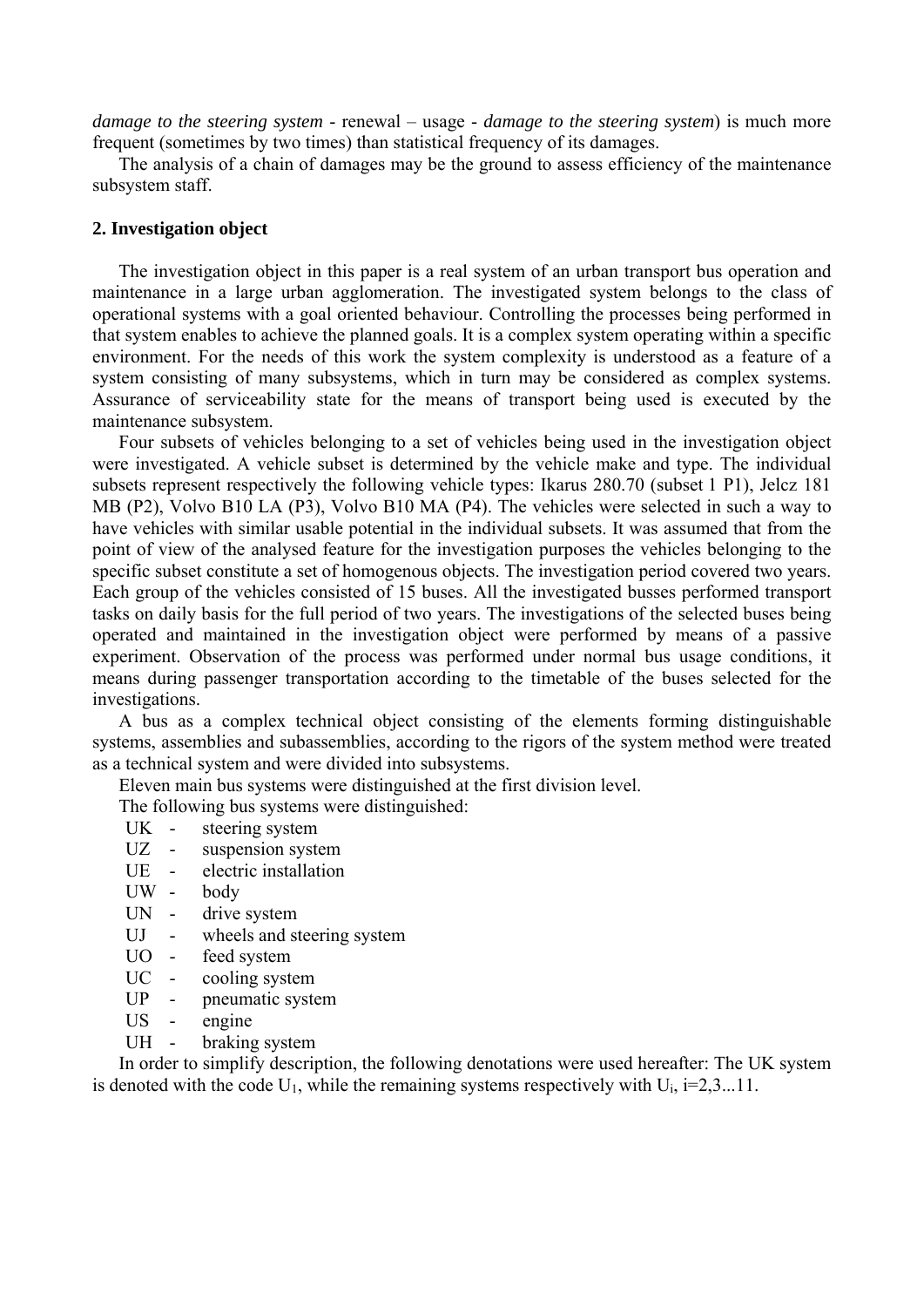*damage to the steering system* - renewal – usage - *damage to the steering system*) is much more frequent (sometimes by two times) than statistical frequency of its damages.

The analysis of a chain of damages may be the ground to assess efficiency of the maintenance subsystem staff.

## 2. Investigation object

The investigation object in this paper is a real system of an urban transport bus operation and maintenance in a large urban agglomeration. The investigated system belongs to the class of operational systems with a goal oriented behaviour. Controlling the processes being performed in that system enables to achieve the planned goals. It is a complex system operating within a specific environment. For the needs of this work the system complexity is understood as a feature of a system consisting of many subsystems, which in turn may be considered as complex systems. Assurance of serviceability state for the means of transport being used is executed by the maintenance subsystem.

Four subsets of vehicles belonging to a set of vehicles being used in the investigation object were investigated. A vehicle subset is determined by the vehicle make and type. The individual subsets represent respectively the following vehicle types: Ikarus 280.70 (subset 1 P1), Jelcz 181 MB (P2), Volvo B10 LA (P3), Volvo B10 MA (P4). The vehicles were selected in such a way to have vehicles with similar usable potential in the individual subsets. It was assumed that from the point of view of the analysed feature for the investigation purposes the vehicles belonging to the specific subset constitute a set of homogenous objects. The investigation period covered two years. Each group of the vehicles consisted of 15 buses. All the investigated busses performed transport tasks on daily basis for the full period of two years. The investigations of the selected buses being operated and maintained in the investigation object were performed by means of a passive experiment. Observation of the process was performed under normal bus usage conditions, it means during passenger transportation according to the timetable of the buses selected for the investigations.

A bus as a complex technical object consisting of the elements forming distinguishable systems, assemblies and subassemblies, according to the rigors of the system method were treated as a technical system and were divided into subsystems.

Eleven main bus systems were distinguished at the first division level.

The following bus systems were distinguished:

- UK - steering system
- UZ - suspension system
- UE - electric installation
- UW - body
- UN - drive system
- UJ - wheels and steering system
- UO - feed system
- UC - cooling system
- UP - pneumatic system
- US - engine
- UH - braking system

In order to simplify description, the following denotations were used hereafter: The UK system is denoted with the code $U_1$, while the remaining systems respectively with $U_i$, $i=2,3...11$.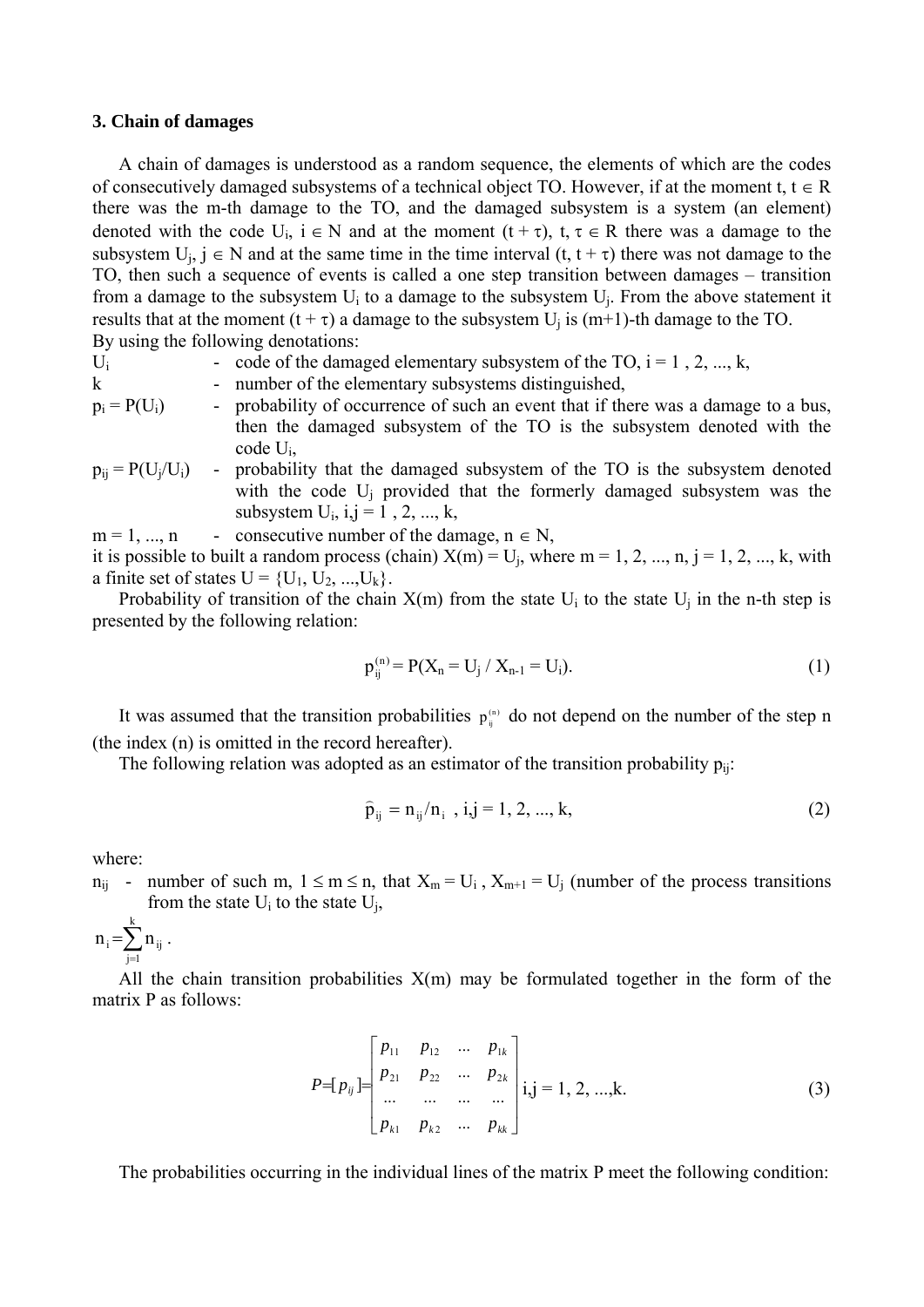### 3. Chain of damages

A chain of damages is understood as a random sequence, the elements of which are the codes of consecutively damaged subsystems of a technical object TO. However, if at the moment t, $t \in R$ there was the m-th damage to the TO, and the damaged subsystem is a system (an element) denoted with the code $U_i$, $i \in N$ and at the moment $(t + \tau)$, $t, \tau \in R$ there was a damage to the subsystem $U_j$, $j \in N$ and at the same time in the time interval $(t, t + \tau)$ there was not damage to the TO, then such a sequence of events is called a one step transition between damages – transition from a damage to the subsystem $U_i$ to a damage to the subsystem $U_j$. From the above statement it results that at the moment $(t + \tau)$ a damage to the subsystem $U_j$ is (m+1)-th damage to the TO.

By using the following denotations:

- $U_i$ - code of the damaged elementary subsystem of the TO, $i = 1, 2, ..., k$,
- $k$ - number of the elementary subsystems distinguished,
- $p_i = P(U_i)$ - probability of occurrence of such an event that if there was a damage to a bus, then the damaged subsystem of the TO is the subsystem denoted with the code $U_i$,
- $p_{ij} = P(U_j/U_i)$ - probability that the damaged subsystem of the TO is the subsystem denoted with the code $U_j$ provided that the formerly damaged subsystem was the subsystem $U_i$, $i,j = 1, 2, ..., k$,
- $m = 1, ..., n$ - consecutive number of the damage, $n \in N$,

it is possible to built a random process (chain) $X(m) = U_j$, where $m = 1, 2, ..., n$, $j = 1, 2, ..., k$, with a finite set of states $U = \{U_1, U_2, ..., U_k\}$.

Probability of transition of the chain X(m) from the state $U_i$ to the state $U_j$ in the n-th step is presented by the following relation:

$$p_{ij}^{(n)} = P(X_n = U_j / X_{n-1} = U_i). \tag{1}$$

It was assumed that the transition probabilities $p_{ij}^{(n)}$ do not depend on the number of the step n (the index (n) is omitted in the record hereafter).

The following relation was adopted as an estimator of the transition probability $p_{ij}$:

$$\widehat{p}_{ij} = n_{ij}/n_i \,, \quad i,j = 1, 2, ..., k, \tag{2}$$

where:

$n_{ij}$ - number of such m, $1 \le m \le n$, that $X_m = U_i$, $X_{m+1} = U_j$ (number of the process transitions from the state $U_i$ to the state $U_j$,

$n_i = \sum_{j=1}^{k} n_{ij}$.

All the chain transition probabilities X(m) may be formulated together in the form of the matrix P as follows:

$$P = [p_{ij}] = \begin{bmatrix} p_{11} & p_{12} & ... & p_{1k} \\ p_{21} & p_{22} & ... & p_{2k} \\ ... & ... & ... & ... \\ p_{k1} & p_{k2} & ... & p_{kk} \end{bmatrix} \quad i,j = 1, 2, ...,k. \tag{3}$$

The probabilities occurring in the individual lines of the matrix P meet the following condition: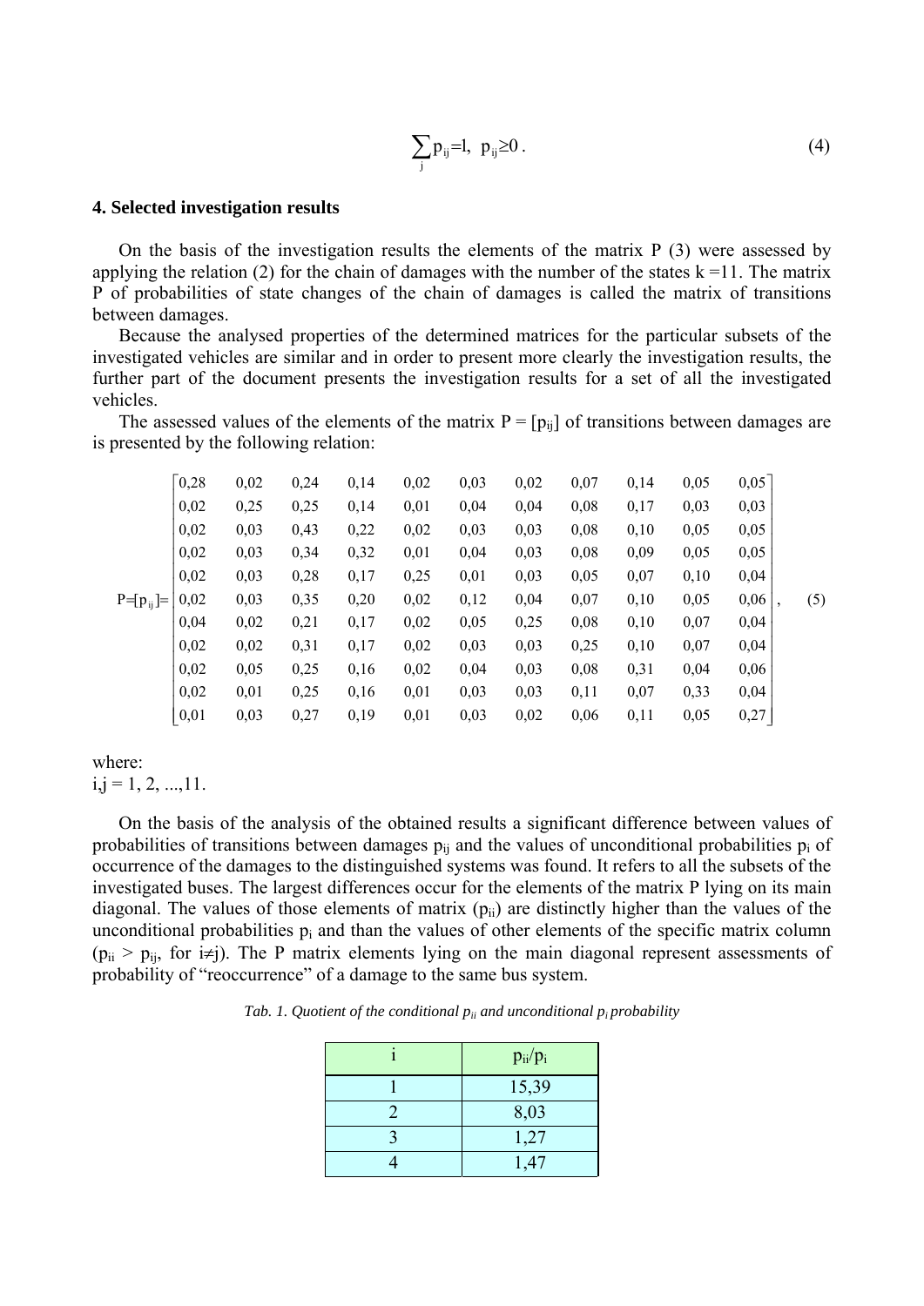$$\sum_{j} p_{ij} = 1, \; p_{ij} \geq 0 \,. \tag{4}$$

## 4. Selected investigation results

On the basis of the investigation results the elements of the matrix P (3) were assessed by applying the relation (2) for the chain of damages with the number of the states k =11. The matrix P of probabilities of state changes of the chain of damages is called the matrix of transitions between damages.

Because the analysed properties of the determined matrices for the particular subsets of the investigated vehicles are similar and in order to present more clearly the investigation results, the further part of the document presents the investigation results for a set of all the investigated vehicles.

The assessed values of the elements of the matrix $P = [p_{ij}]$ of transitions between damages are is presented by the following relation:

$$P=[p_{ij}]=\begin{bmatrix} 0{,}28 & 0{,}02 & 0{,}24 & 0{,}14 & 0{,}02 & 0{,}03 & 0{,}02 & 0{,}07 & 0{,}14 & 0{,}05 & 0{,}05 \\ 0{,}02 & 0{,}25 & 0{,}25 & 0{,}14 & 0{,}01 & 0{,}04 & 0{,}04 & 0{,}08 & 0{,}17 & 0{,}03 & 0{,}03 \\ 0{,}02 & 0{,}03 & 0{,}43 & 0{,}22 & 0{,}02 & 0{,}03 & 0{,}03 & 0{,}08 & 0{,}10 & 0{,}05 & 0{,}05 \\ 0{,}02 & 0{,}03 & 0{,}34 & 0{,}32 & 0{,}01 & 0{,}04 & 0{,}03 & 0{,}08 & 0{,}09 & 0{,}05 & 0{,}05 \\ 0{,}02 & 0{,}03 & 0{,}28 & 0{,}17 & 0{,}25 & 0{,}01 & 0{,}03 & 0{,}05 & 0{,}07 & 0{,}10 & 0{,}04 \\ 0{,}02 & 0{,}03 & 0{,}35 & 0{,}20 & 0{,}02 & 0{,}12 & 0{,}04 & 0{,}07 & 0{,}10 & 0{,}05 & 0{,}06 \\ 0{,}04 & 0{,}02 & 0{,}21 & 0{,}17 & 0{,}02 & 0{,}05 & 0{,}25 & 0{,}08 & 0{,}10 & 0{,}07 & 0{,}04 \\ 0{,}02 & 0{,}02 & 0{,}31 & 0{,}17 & 0{,}02 & 0{,}03 & 0{,}03 & 0{,}25 & 0{,}10 & 0{,}07 & 0{,}04 \\ 0{,}02 & 0{,}05 & 0{,}25 & 0{,}16 & 0{,}02 & 0{,}04 & 0{,}03 & 0{,}08 & 0{,}31 & 0{,}04 & 0{,}06 \\ 0{,}02 & 0{,}01 & 0{,}25 & 0{,}16 & 0{,}01 & 0{,}03 & 0{,}03 & 0{,}11 & 0{,}07 & 0{,}33 & 0{,}04 \\ 0{,}01 & 0{,}03 & 0{,}27 & 0{,}19 & 0{,}01 & 0{,}03 & 0{,}02 & 0{,}06 & 0{,}11 & 0{,}05 & 0{,}27 \end{bmatrix}, \tag{5}$$

where:
$i,j = 1, 2, ...,11$.

On the basis of the analysis of the obtained results a significant difference between values of probabilities of transitions between damages $p_{ij}$ and the values of unconditional probabilities $p_i$ of occurrence of the damages to the distinguished systems was found. It refers to all the subsets of the investigated buses. The largest differences occur for the elements of the matrix P lying on its main diagonal. The values of those elements of matrix ($p_{ii}$) are distinctly higher than the values of the unconditional probabilities $p_i$ and than the values of other elements of the specific matrix column ($p_{ii} > p_{ij}$, for $i \neq j$). The P matrix elements lying on the main diagonal represent assessments of probability of "reoccurrence" of a damage to the same bus system.

*Tab. 1. Quotient of the conditional $p_{ii}$ and unconditional $p_i$ probability*

| i | $p_{ii}/p_i$ |
|---|---|
| 1 | 15,39 |
| 2 | 8,03 |
| 3 | 1,27 |
| 4 | 1,47 |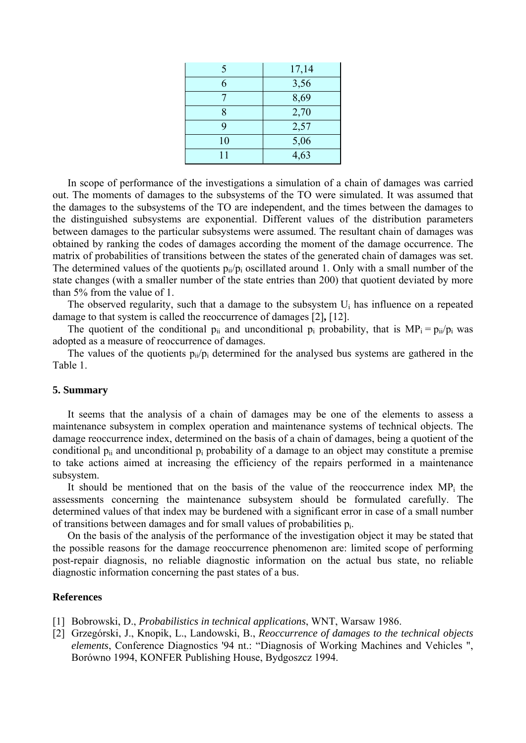| | |
|---|---|
| 5 | 17,14 |
| 6 | 3,56 |
| 7 | 8,69 |
| 8 | 2,70 |
| 9 | 2,57 |
| 10 | 5,06 |
| 11 | 4,63 |

In scope of performance of the investigations a simulation of a chain of damages was carried out. The moments of damages to the subsystems of the TO were simulated. It was assumed that the damages to the subsystems of the TO are independent, and the times between the damages to the distinguished subsystems are exponential. Different values of the distribution parameters between damages to the particular subsystems were assumed. The resultant chain of damages was obtained by ranking the codes of damages according the moment of the damage occurrence. The matrix of probabilities of transitions between the states of the generated chain of damages was set. The determined values of the quotients $p_{ii}/p_i$ oscillated around 1. Only with a small number of the state changes (with a smaller number of the state entries than 200) that quotient deviated by more than 5% from the value of 1.

The observed regularity, such that a damage to the subsystem $U_i$ has influence on a repeated damage to that system is called the reoccurrence of damages [2]**,** [12].

The quotient of the conditional $p_{ii}$ and unconditional $p_i$ probability, that is $MP_i = p_{ii}/p_i$ was adopted as a measure of reoccurrence of damages.

The values of the quotients $p_{ii}/p_i$ determined for the analysed bus systems are gathered in the Table 1.

## 5. Summary

It seems that the analysis of a chain of damages may be one of the elements to assess a maintenance subsystem in complex operation and maintenance systems of technical objects. The damage reoccurrence index, determined on the basis of a chain of damages, being a quotient of the conditional $p_{ii}$ and unconditional $p_i$ probability of a damage to an object may constitute a premise to take actions aimed at increasing the efficiency of the repairs performed in a maintenance subsystem.

It should be mentioned that on the basis of the value of the reoccurrence index $MP_i$ the assessments concerning the maintenance subsystem should be formulated carefully. The determined values of that index may be burdened with a significant error in case of a small number of transitions between damages and for small values of probabilities $p_i$.

On the basis of the analysis of the performance of the investigation object it may be stated that the possible reasons for the damage reoccurrence phenomenon are: limited scope of performing post-repair diagnosis, no reliable diagnostic information on the actual bus state, no reliable diagnostic information concerning the past states of a bus.

## References

[1] Bobrowski, D., *Probabilistics in technical applications*, WNT, Warsaw 1986.

[2] Grzegórski, J., Knopik, L., Landowski, B., *Reoccurrence of damages to the technical objects elements*, Conference Diagnostics '94 nt.: "Diagnosis of Working Machines and Vehicles ", Borówno 1994, KONFER Publishing House, Bydgoszcz 1994.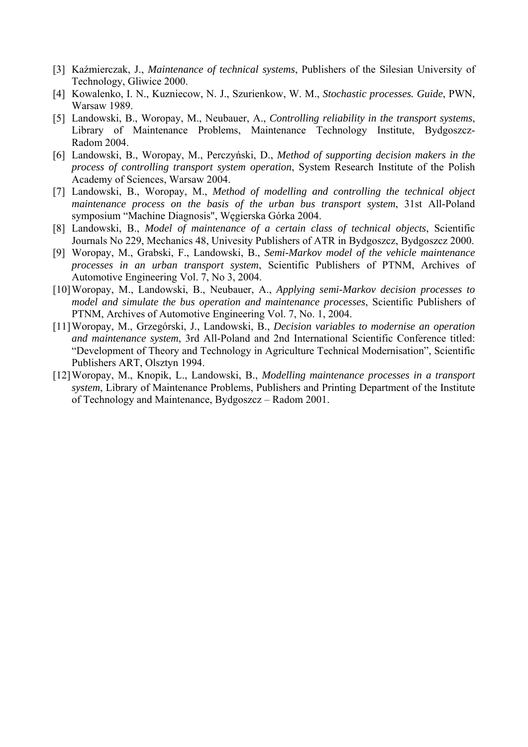[3] Kaźmierczak, J., *Maintenance of technical systems*, Publishers of the Silesian University of Technology, Gliwice 2000.

[4] Kowalenko, I. N., Kuzniecow, N. J., Szurienkow, W. M., *Stochastic processes. Guide*, PWN, Warsaw 1989.

[5] Landowski, B., Woropay, M., Neubauer, A., *Controlling reliability in the transport systems*, Library of Maintenance Problems, Maintenance Technology Institute, Bydgoszcz-Radom 2004.

[6] Landowski, B., Woropay, M., Perczyński, D., *Method of supporting decision makers in the process of controlling transport system operation*, System Research Institute of the Polish Academy of Sciences, Warsaw 2004.

[7] Landowski, B., Woropay, M., *Method of modelling and controlling the technical object maintenance process on the basis of the urban bus transport system*, 31st All-Poland symposium "Machine Diagnosis", Węgierska Górka 2004.

[8] Landowski, B., *Model of maintenance of a certain class of technical objects*, Scientific Journals No 229, Mechanics 48, Univesity Publishers of ATR in Bydgoszcz, Bydgoszcz 2000.

[9] Woropay, M., Grabski, F., Landowski, B., *Semi-Markov model of the vehicle maintenance processes in an urban transport system*, Scientific Publishers of PTNM, Archives of Automotive Engineering Vol. 7, No 3, 2004.

[10] Woropay, M., Landowski, B., Neubauer, A., *Applying semi-Markov decision processes to model and simulate the bus operation and maintenance processes*, Scientific Publishers of PTNM, Archives of Automotive Engineering Vol. 7, No. 1, 2004.

[11] Woropay, M., Grzegórski, J., Landowski, B., *Decision variables to modernise an operation and maintenance system*, 3rd All-Poland and 2nd International Scientific Conference titled: "Development of Theory and Technology in Agriculture Technical Modernisation", Scientific Publishers ART, Olsztyn 1994.

[12] Woropay, M., Knopik, L., Landowski, B., *Modelling maintenance processes in a transport system*, Library of Maintenance Problems, Publishers and Printing Department of the Institute of Technology and Maintenance, Bydgoszcz – Radom 2001.